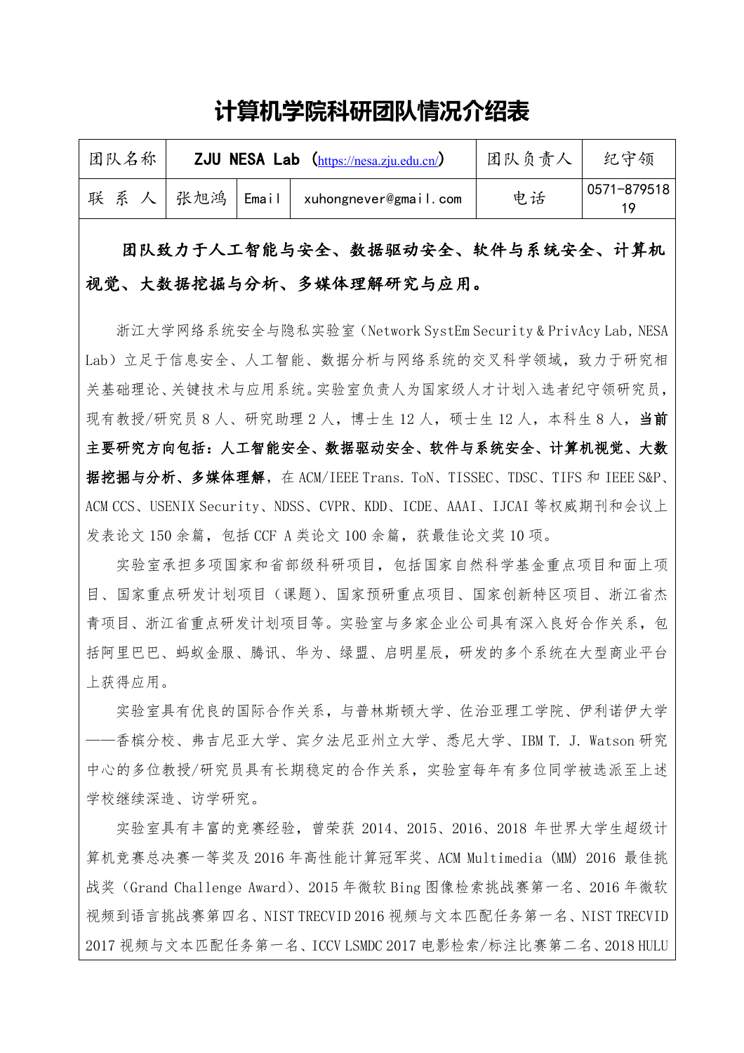# 计算机学院科研团队情况介绍表

| 团队名称 | ZJU NESA Lab （https://nesa.zju.edu.cn/） | | | 团队负责人 | 纪守领 |
|---|---|---|---|---|---|
| 联　系　人 | 张旭鸿 | Email | xuhongnever@gmail.com | 电话 | 0571-87951819 |

**团队致力于人工智能与安全、数据驱动安全、软件与系统安全、计算机视觉、大数据挖掘与分析、多媒体理解研究与应用。**

浙江大学网络系统安全与隐私实验室（Network SystEm Security & PrivAcy Lab，NESA Lab）立足于信息安全、人工智能、数据分析与网络系统的交叉科学领域，致力于研究相关基础理论、关键技术与应用系统。实验室负责人为国家级人才计划入选者纪守领研究员，现有教授/研究员 8 人、研究助理 2 人，博士生 12 人，硕士生 12 人，本科生 8 人，**当前主要研究方向包括：人工智能安全、数据驱动安全、软件与系统安全、计算机视觉、大数据挖掘与分析、多媒体理解**，在 ACM/IEEE Trans. ToN、TISSEC、TDSC、TIFS 和 IEEE S&P、ACM CCS、USENIX Security、NDSS、CVPR、KDD、ICDE、AAAI、IJCAI 等权威期刊和会议上发表论文 150 余篇，包括 CCF A 类论文 100 余篇，获最佳论文奖 10 项。

实验室承担多项国家和省部级科研项目，包括国家自然科学基金重点项目和面上项目、国家重点研发计划项目（课题）、国家预研重点项目、国家创新特区项目、浙江省杰青项目、浙江省重点研发计划项目等。实验室与多家企业公司具有深入良好合作关系，包括阿里巴巴、蚂蚁金服、腾讯、华为、绿盟、启明星辰，研发的多个系统在大型商业平台上获得应用。

实验室具有优良的国际合作关系，与普林斯顿大学、佐治亚理工学院、伊利诺伊大学——香槟分校、弗吉尼亚大学、宾夕法尼亚州立大学、悉尼大学、IBM T. J. Watson 研究中心的多位教授/研究员具有长期稳定的合作关系，实验室每年有多位同学被选派至上述学校继续深造、访学研究。

实验室具有丰富的竞赛经验，曾荣获 2014、2015、2016、2018 年世界大学生超级计算机竞赛总决赛一等奖及 2016 年高性能计算冠军奖、ACM Multimedia (MM) 2016 最佳挑战奖（Grand Challenge Award）、2015 年微软 Bing 图像检索挑战赛第一名、2016 年微软视频到语言挑战赛第四名、NIST TRECVID 2016 视频与文本匹配任务第一名、NIST TRECVID 2017 视频与文本匹配任务第一名、ICCV LSMDC 2017 电影检索/标注比赛第二名、2018 HULU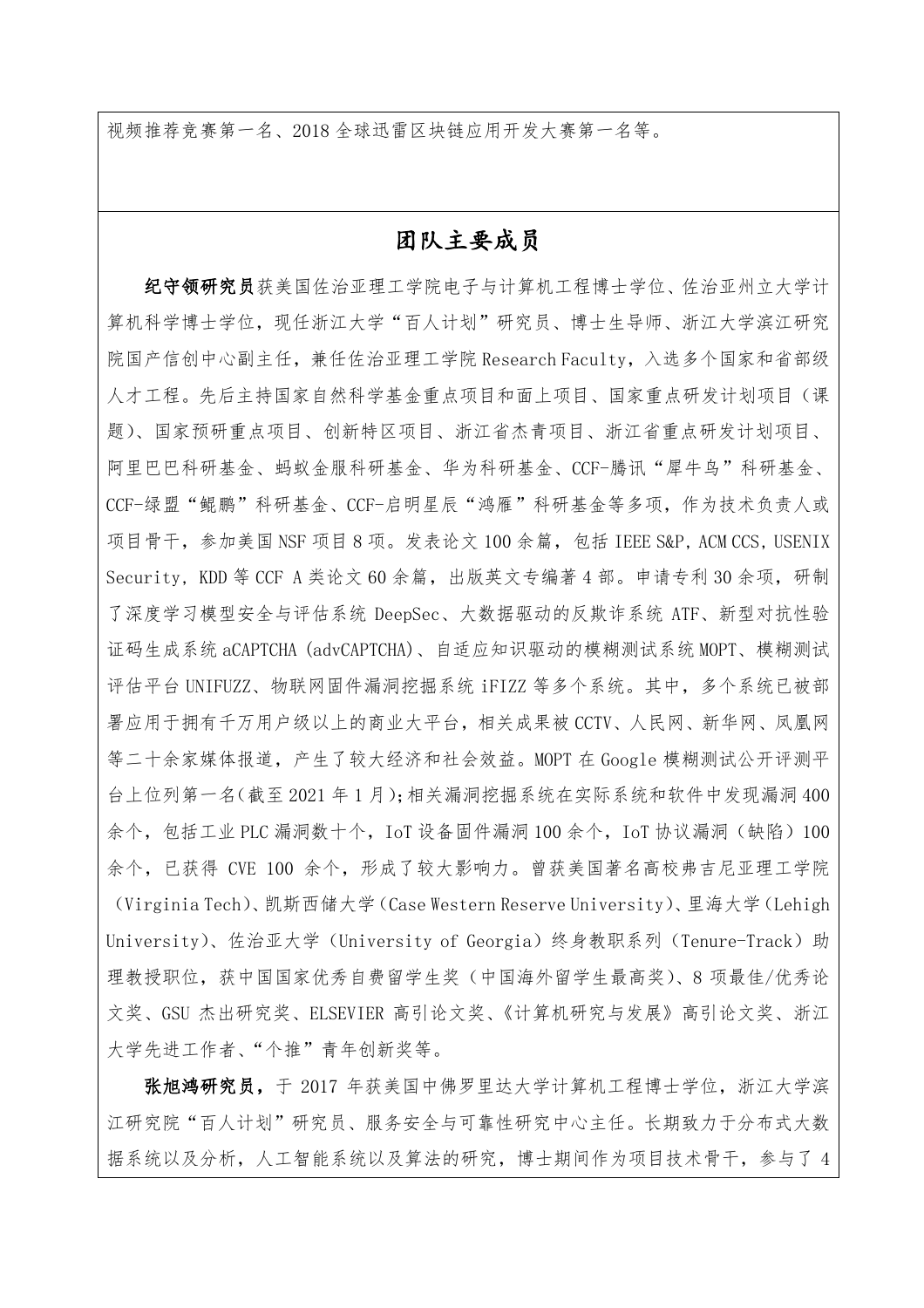视频推荐竞赛第一名、2018 全球迅雷区块链应用开发大赛第一名等。

## 团队主要成员

**纪守领研究员**获美国佐治亚理工学院电子与计算机工程博士学位、佐治亚州立大学计算机科学博士学位，现任浙江大学“百人计划”研究员、博士生导师、浙江大学滨江研究院国产信创中心副主任，兼任佐治亚理工学院 Research Faculty，入选多个国家和省部级人才工程。先后主持国家自然科学基金重点项目和面上项目、国家重点研发计划项目（课题）、国家预研重点项目、创新特区项目、浙江省杰青项目、浙江省重点研发计划项目、阿里巴巴科研基金、蚂蚁金服科研基金、华为科研基金、CCF-腾讯“犀牛鸟”科研基金、CCF-绿盟“鲲鹏”科研基金、CCF-启明星辰“鸿雁”科研基金等多项，作为技术负责人或项目骨干，参加美国 NSF 项目 8 项。发表论文 100 余篇，包括 IEEE S&P, ACM CCS, USENIX Security, KDD 等 CCF A 类论文 60 余篇，出版英文专编著 4 部。申请专利 30 余项，研制了深度学习模型安全与评估系统 DeepSec、大数据驱动的反欺诈系统 ATF、新型对抗性验证码生成系统 aCAPTCHA (advCAPTCHA)、自适应知识驱动的模糊测试系统 MOPT、模糊测试评估平台 UNIFUZZ、物联网固件漏洞挖掘系统 iFIZZ 等多个系统。其中，多个系统已被部署应用于拥有千万用户级以上的商业大平台，相关成果被 CCTV、人民网、新华网、凤凰网等二十余家媒体报道，产生了较大经济和社会效益。MOPT 在 Google 模糊测试公开评测平台上位列第一名(截至 2021 年 1 月);相关漏洞挖掘系统在实际系统和软件中发现漏洞 400 余个，包括工业 PLC 漏洞数十个，IoT 设备固件漏洞 100 余个，IoT 协议漏洞（缺陷）100 余个，已获得 CVE 100 余个，形成了较大影响力。曾获美国著名高校弗吉尼亚理工学院（Virginia Tech）、凯斯西储大学（Case Western Reserve University）、里海大学（Lehigh University）、佐治亚大学（University of Georgia）终身教职系列（Tenure-Track）助理教授职位，获中国国家优秀自费留学生奖（中国海外留学生最高奖）、8 项最佳/优秀论文奖、GSU 杰出研究奖、ELSEVIER 高引论文奖、《计算机研究与发展》高引论文奖、浙江大学先进工作者、“个推”青年创新奖等。

**张旭鸿研究员**，于 2017 年获美国中佛罗里达大学计算机工程博士学位，浙江大学滨江研究院“百人计划”研究员、服务安全与可靠性研究中心主任。长期致力于分布式大数据系统以及分析，人工智能系统以及算法的研究，博士期间作为项目技术骨干，参与了 4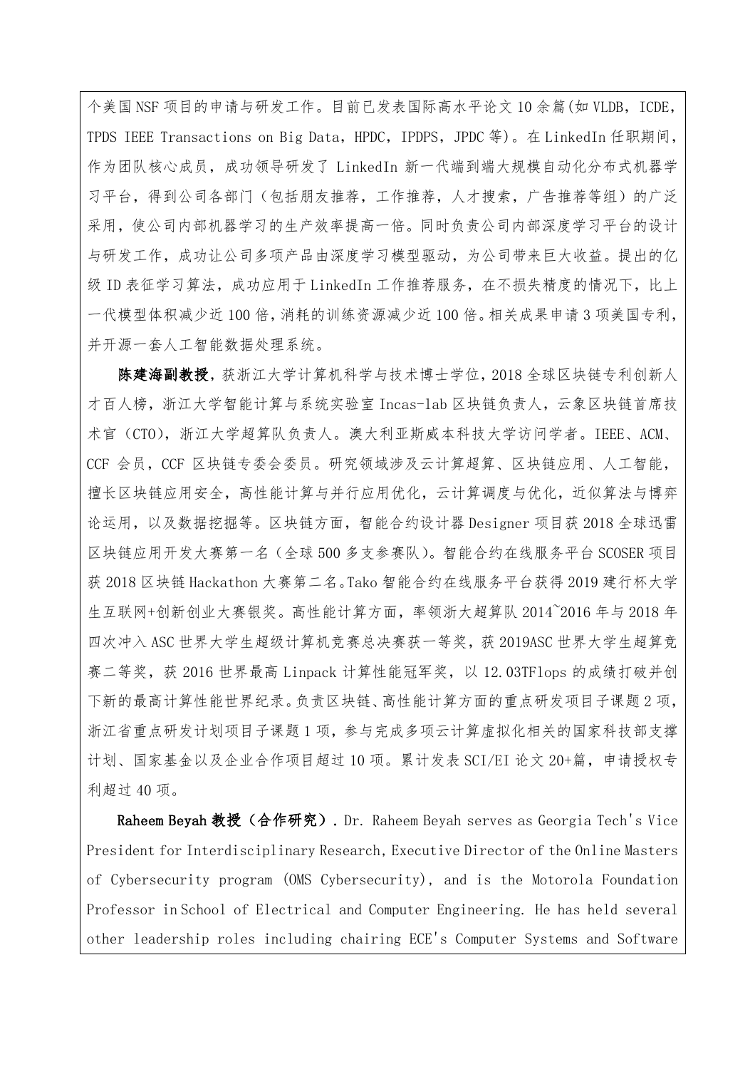个美国NSF项目的申请与研发工作。目前已发表国际高水平论文10余篇(如VLDB，ICDE，TPDS IEEE Transactions on Big Data，HPDC，IPDPS，JPDC等)。在LinkedIn任职期间，作为团队核心成员，成功领导研发了 LinkedIn 新一代端到端大规模自动化分布式机器学习平台，得到公司各部门（包括朋友推荐，工作推荐，人才搜索，广告推荐等组）的广泛采用，使公司内部机器学习的生产效率提高一倍。同时负责公司内部深度学习平台的设计与研发工作，成功让公司多项产品由深度学习模型驱动，为公司带来巨大收益。提出的亿级ID表征学习算法，成功应用于LinkedIn工作推荐服务，在不损失精度的情况下，比上一代模型体积减少近100倍，消耗的训练资源减少近100倍。相关成果申请3项美国专利，并开源一套人工智能数据处理系统。

**陈建海副教授**，获浙江大学计算机科学与技术博士学位，2018全球区块链专利创新人才百人榜，浙江大学智能计算与系统实验室Incas-lab区块链负责人，云象区块链首席技术官（CTO），浙江大学超算队负责人。澳大利亚斯威本科技大学访问学者。IEEE、ACM、CCF 会员，CCF 区块链专委会委员。研究领域涉及云计算超算、区块链应用、人工智能，擅长区块链应用安全，高性能计算与并行应用优化，云计算调度与优化，近似算法与博弈论运用，以及数据挖掘等。区块链方面，智能合约设计器Designer项目获2018全球迅雷区块链应用开发大赛第一名（全球500多支参赛队）。智能合约在线服务平台SCOSER项目获2018区块链Hackathon大赛第二名。Tako智能合约在线服务平台获得2019建行杯大学生互联网+创新创业大赛银奖。高性能计算方面，率领浙大超算队2014~2016年与2018年四次冲入ASC世界大学生超级计算机竞赛总决赛获一等奖，获2019ASC世界大学生超算竞赛二等奖，获2016世界最高Linpack计算性能冠军奖，以12.03TFlops的成绩打破并创下新的最高计算性能世界纪录。负责区块链、高性能计算方面的重点研发项目子课题2项，浙江省重点研发计划项目子课题1项，参与完成多项云计算虚拟化相关的国家科技部支撑计划、国家基金以及企业合作项目超过10项。累计发表SCI/EI论文20+篇，申请授权专利超过40项。

**Raheem Beyah教授（合作研究）**. Dr. Raheem Beyah serves as Georgia Tech's Vice President for Interdisciplinary Research, Executive Director of the Online Masters of Cybersecurity program (OMS Cybersecurity), and is the Motorola Foundation Professor in School of Electrical and Computer Engineering. He has held several other leadership roles including chairing ECE's Computer Systems and Software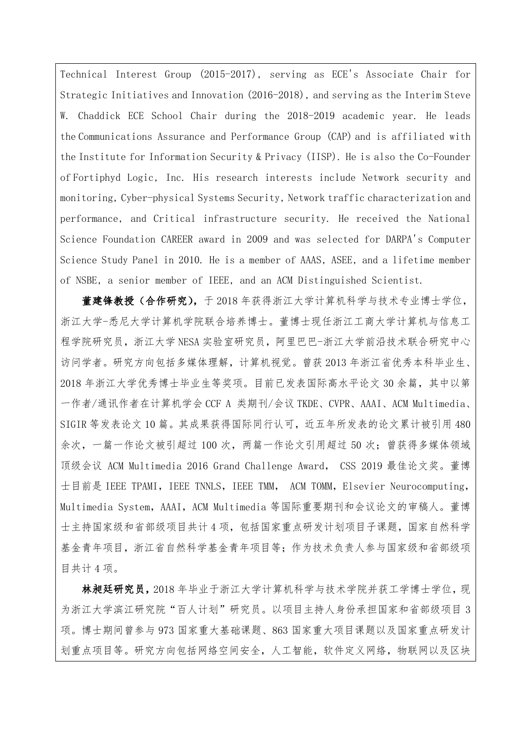Technical Interest Group (2015-2017), serving as ECE's Associate Chair for Strategic Initiatives and Innovation (2016-2018), and serving as the Interim Steve W. Chaddick ECE School Chair during the 2018-2019 academic year. He leads the Communications Assurance and Performance Group (CAP) and is affiliated with the Institute for Information Security & Privacy (IISP). He is also the Co-Founder of Fortiphyd Logic, Inc. His research interests include Network security and monitoring, Cyber-physical Systems Security, Network traffic characterization and performance, and Critical infrastructure security. He received the National Science Foundation CAREER award in 2009 and was selected for DARPA's Computer Science Study Panel in 2010. He is a member of AAAS, ASEE, and a lifetime member of NSBE, a senior member of IEEE, and an ACM Distinguished Scientist.

**董建锋教授（合作研究）**，于 2018 年获得浙江大学计算机科学与技术专业博士学位，浙江大学-悉尼大学计算机学院联合培养博士。董博士现任浙江工商大学计算机与信息工程学院研究员，浙江大学 NESA 实验室研究员，阿里巴巴-浙江大学前沿技术联合研究中心访问学者。研究方向包括多媒体理解，计算机视觉。曾获 2013 年浙江省优秀本科毕业生、2018 年浙江大学优秀博士毕业生等奖项。目前已发表国际高水平论文 30 余篇，其中以第一作者/通讯作者在计算机学会 CCF A 类期刊/会议 TKDE、CVPR、AAAI、ACM Multimedia、SIGIR 等发表论文 10 篇。其成果获得国际同行认可，近五年所发表的论文累计被引用 480 余次，一篇一作论文被引超过 100 次，两篇一作论文引用超过 50 次；曾获得多媒体领域顶级会议 ACM Multimedia 2016 Grand Challenge Award， CSS 2019 最佳论文奖。董博士目前是 IEEE TPAMI，IEEE TNNLS，IEEE TMM， ACM TOMM，Elsevier Neurocomputing，Multimedia System，AAAI，ACM Multimedia 等国际重要期刊和会议论文的审稿人。董博士主持国家级和省部级项目共计 4 项，包括国家重点研发计划项目子课题，国家自然科学基金青年项目，浙江省自然科学基金青年项目等；作为技术负责人参与国家级和省部级项目共计 4 项。

**林昶廷研究员**，2018 年毕业于浙江大学计算机科学与技术学院并获工学博士学位，现为浙江大学滨江研究院“百人计划”研究员。以项目主持人身份承担国家和省部级项目 3 项。博士期间曾参与 973 国家重大基础课题、863 国家重大项目课题以及国家重点研发计划重点项目等。研究方向包括网络空间安全，人工智能，软件定义网络，物联网以及区块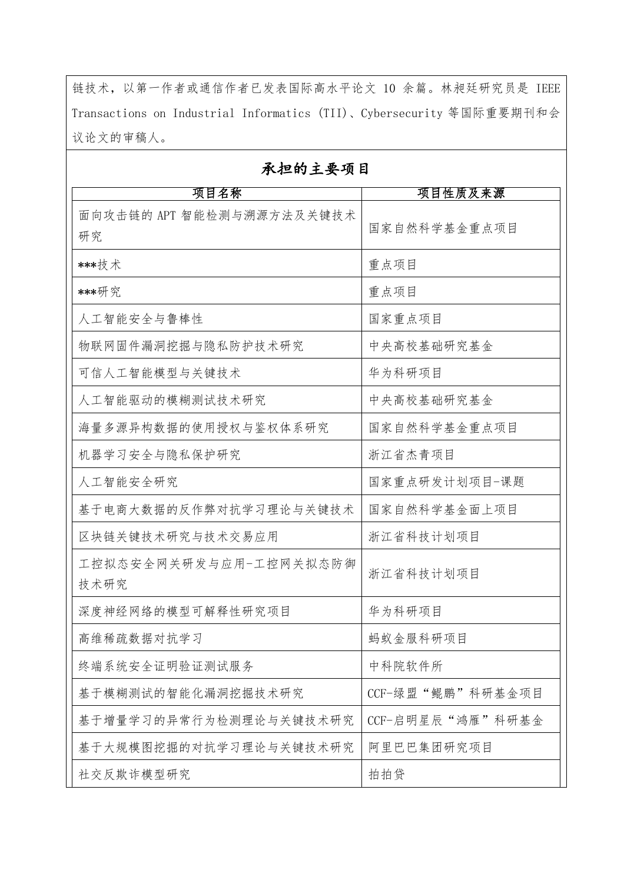链技术，以第一作者或通信作者已发表国际高水平论文 10 余篇。林昶廷研究员是 IEEE Transactions on Industrial Informatics (TII)、Cybersecurity 等国际重要期刊和会议论文的审稿人。

## 承担的主要项目

| 项目名称 | 项目性质及来源 |
| --- | --- |
| 面向攻击链的 APT 智能检测与溯源方法及关键技术研究 | 国家自然科学基金重点项目 |
| ***技术 | 重点项目 |
| ***研究 | 重点项目 |
| 人工智能安全与鲁棒性 | 国家重点项目 |
| 物联网固件漏洞挖掘与隐私防护技术研究 | 中央高校基础研究基金 |
| 可信人工智能模型与关键技术 | 华为科研项目 |
| 人工智能驱动的模糊测试技术研究 | 中央高校基础研究基金 |
| 海量多源异构数据的使用授权与鉴权体系研究 | 国家自然科学基金重点项目 |
| 机器学习安全与隐私保护研究 | 浙江省杰青项目 |
| 人工智能安全研究 | 国家重点研发计划项目-课题 |
| 基于电商大数据的反作弊对抗学习理论与关键技术 | 国家自然科学基金面上项目 |
| 区块链关键技术研究与技术交易应用 | 浙江省科技计划项目 |
| 工控拟态安全网关研发与应用-工控网关拟态防御技术研究 | 浙江省科技计划项目 |
| 深度神经网络的模型可解释性研究项目 | 华为科研项目 |
| 高维稀疏数据对抗学习 | 蚂蚁金服科研项目 |
| 终端系统安全证明验证测试服务 | 中科院软件所 |
| 基于模糊测试的智能化漏洞挖掘技术研究 | CCF-绿盟“鲲鹏”科研基金项目 |
| 基于增量学习的异常行为检测理论与关键技术研究 | CCF-启明星辰“鸿雁”科研基金 |
| 基于大规模图挖掘的对抗学习理论与关键技术研究 | 阿里巴巴集团研究项目 |
| 社交反欺诈模型研究 | 拍拍贷 |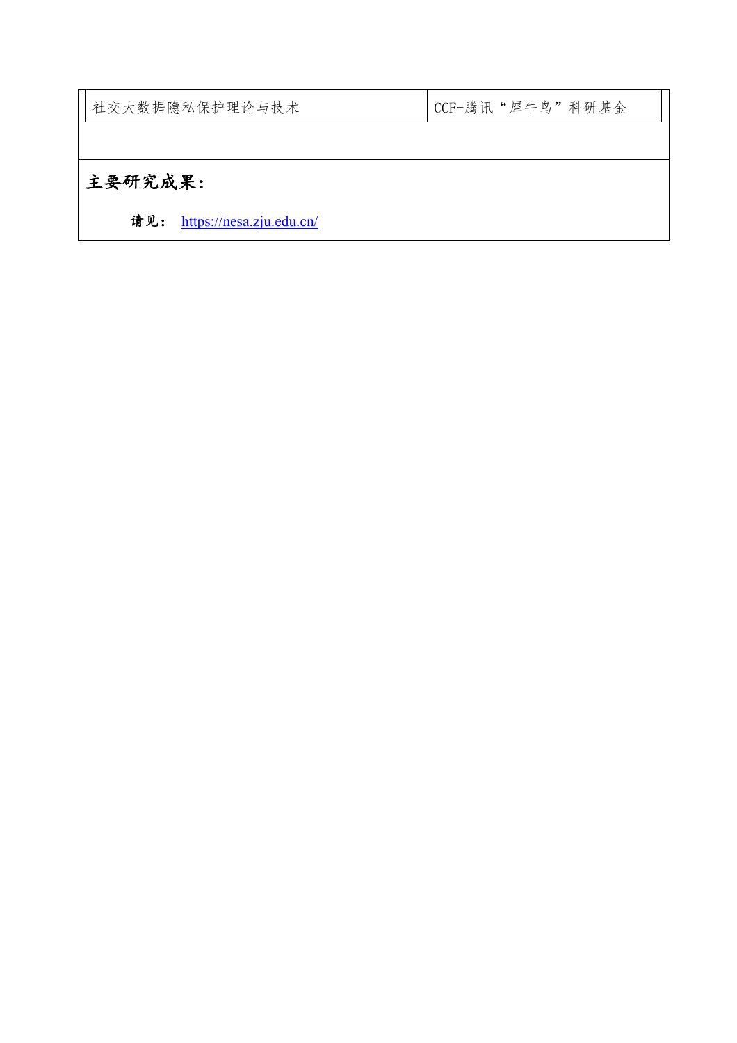| | |
|---|---|
| 社交大数据隐私保护理论与技术 | CCF-腾讯“犀牛鸟”科研基金 |

**主要研究成果：**

**请见：** https://nesa.zju.edu.cn/